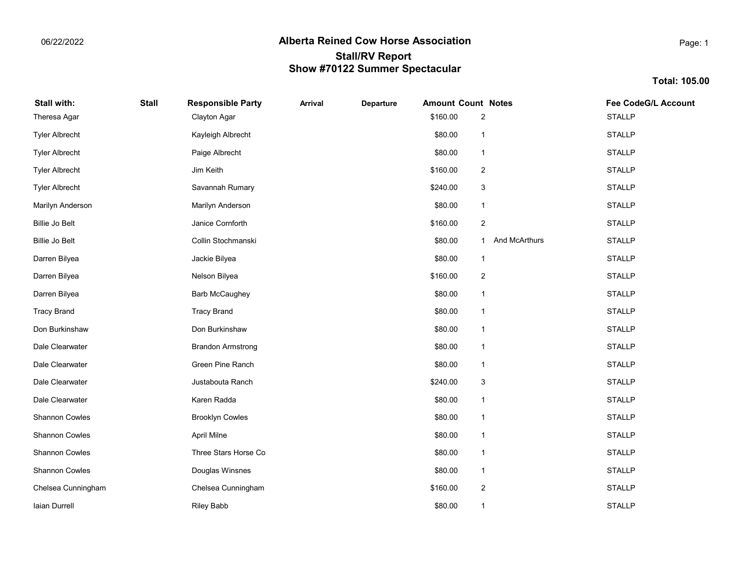06/22/2022

# Alberta Reined Cow Horse Association

## Stall/RV Report

## Show #70122 Summer Spectacular

**Total: 105.00**

| Stall with: | Stall | Responsible Party | Arrival | Departure | Amount | Count | Notes | Fee Code | G/L Account |
|---|---|---|---|---|---|---|---|---|---|
| Theresa Agar | | Clayton Agar | | | $160.00 | 2 | | STALLP | |
| Tyler Albrecht | | Kayleigh Albrecht | | | $80.00 | 1 | | STALLP | |
| Tyler Albrecht | | Paige Albrecht | | | $80.00 | 1 | | STALLP | |
| Tyler Albrecht | | Jim Keith | | | $160.00 | 2 | | STALLP | |
| Tyler Albrecht | | Savannah Rumary | | | $240.00 | 3 | | STALLP | |
| Marilyn Anderson | | Marilyn Anderson | | | $80.00 | 1 | | STALLP | |
| Billie Jo Belt | | Janice Cornforth | | | $160.00 | 2 | | STALLP | |
| Billie Jo Belt | | Collin Stochmanski | | | $80.00 | 1 | And McArthurs | STALLP | |
| Darren Bilyea | | Jackie Bilyea | | | $80.00 | 1 | | STALLP | |
| Darren Bilyea | | Nelson Bilyea | | | $160.00 | 2 | | STALLP | |
| Darren Bilyea | | Barb McCaughey | | | $80.00 | 1 | | STALLP | |
| Tracy Brand | | Tracy Brand | | | $80.00 | 1 | | STALLP | |
| Don Burkinshaw | | Don Burkinshaw | | | $80.00 | 1 | | STALLP | |
| Dale Clearwater | | Brandon Armstrong | | | $80.00 | 1 | | STALLP | |
| Dale Clearwater | | Green Pine Ranch | | | $80.00 | 1 | | STALLP | |
| Dale Clearwater | | Justabouta Ranch | | | $240.00 | 3 | | STALLP | |
| Dale Clearwater | | Karen Radda | | | $80.00 | 1 | | STALLP | |
| Shannon Cowles | | Brooklyn Cowles | | | $80.00 | 1 | | STALLP | |
| Shannon Cowles | | April Milne | | | $80.00 | 1 | | STALLP | |
| Shannon Cowles | | Three Stars Horse Co | | | $80.00 | 1 | | STALLP | |
| Shannon Cowles | | Douglas Winsnes | | | $80.00 | 1 | | STALLP | |
| Chelsea Cunningham | | Chelsea Cunningham | | | $160.00 | 2 | | STALLP | |
| Iaian Durrell | | Riley Babb | | | $80.00 | 1 | | STALLP | |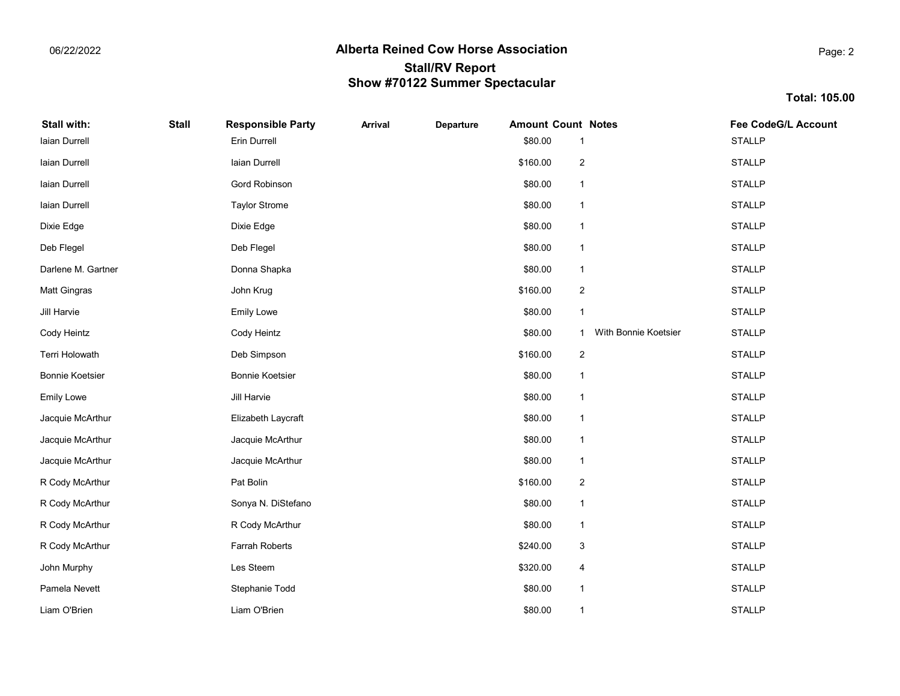# Alberta Reined Cow Horse Association

## Stall/RV Report

## Show #70122 Summer Spectacular

**Total: 105.00**

| Stall with: | Stall | Responsible Party | Arrival | Departure | Amount | Count | Notes | Fee Code | G/L Account |
|---|---|---|---|---|---|---|---|---|---|
| Iaian Durrell | | Erin Durrell | | | $80.00 | 1 | | STALLP | |
| Iaian Durrell | | Iaian Durrell | | | $160.00 | 2 | | STALLP | |
| Iaian Durrell | | Gord Robinson | | | $80.00 | 1 | | STALLP | |
| Iaian Durrell | | Taylor Strome | | | $80.00 | 1 | | STALLP | |
| Dixie Edge | | Dixie Edge | | | $80.00 | 1 | | STALLP | |
| Deb Flegel | | Deb Flegel | | | $80.00 | 1 | | STALLP | |
| Darlene M. Gartner | | Donna Shapka | | | $80.00 | 1 | | STALLP | |
| Matt Gingras | | John Krug | | | $160.00 | 2 | | STALLP | |
| Jill Harvie | | Emily Lowe | | | $80.00 | 1 | | STALLP | |
| Cody Heintz | | Cody Heintz | | | $80.00 | 1 | With Bonnie Koetsier | STALLP | |
| Terri Holowath | | Deb Simpson | | | $160.00 | 2 | | STALLP | |
| Bonnie Koetsier | | Bonnie Koetsier | | | $80.00 | 1 | | STALLP | |
| Emily Lowe | | Jill Harvie | | | $80.00 | 1 | | STALLP | |
| Jacquie McArthur | | Elizabeth Laycraft | | | $80.00 | 1 | | STALLP | |
| Jacquie McArthur | | Jacquie McArthur | | | $80.00 | 1 | | STALLP | |
| Jacquie McArthur | | Jacquie McArthur | | | $80.00 | 1 | | STALLP | |
| R Cody McArthur | | Pat Bolin | | | $160.00 | 2 | | STALLP | |
| R Cody McArthur | | Sonya N. DiStefano | | | $80.00 | 1 | | STALLP | |
| R Cody McArthur | | R Cody McArthur | | | $80.00 | 1 | | STALLP | |
| R Cody McArthur | | Farrah Roberts | | | $240.00 | 3 | | STALLP | |
| John Murphy | | Les Steem | | | $320.00 | 4 | | STALLP | |
| Pamela Nevett | | Stephanie Todd | | | $80.00 | 1 | | STALLP | |
| Liam O'Brien | | Liam O'Brien | | | $80.00 | 1 | | STALLP | |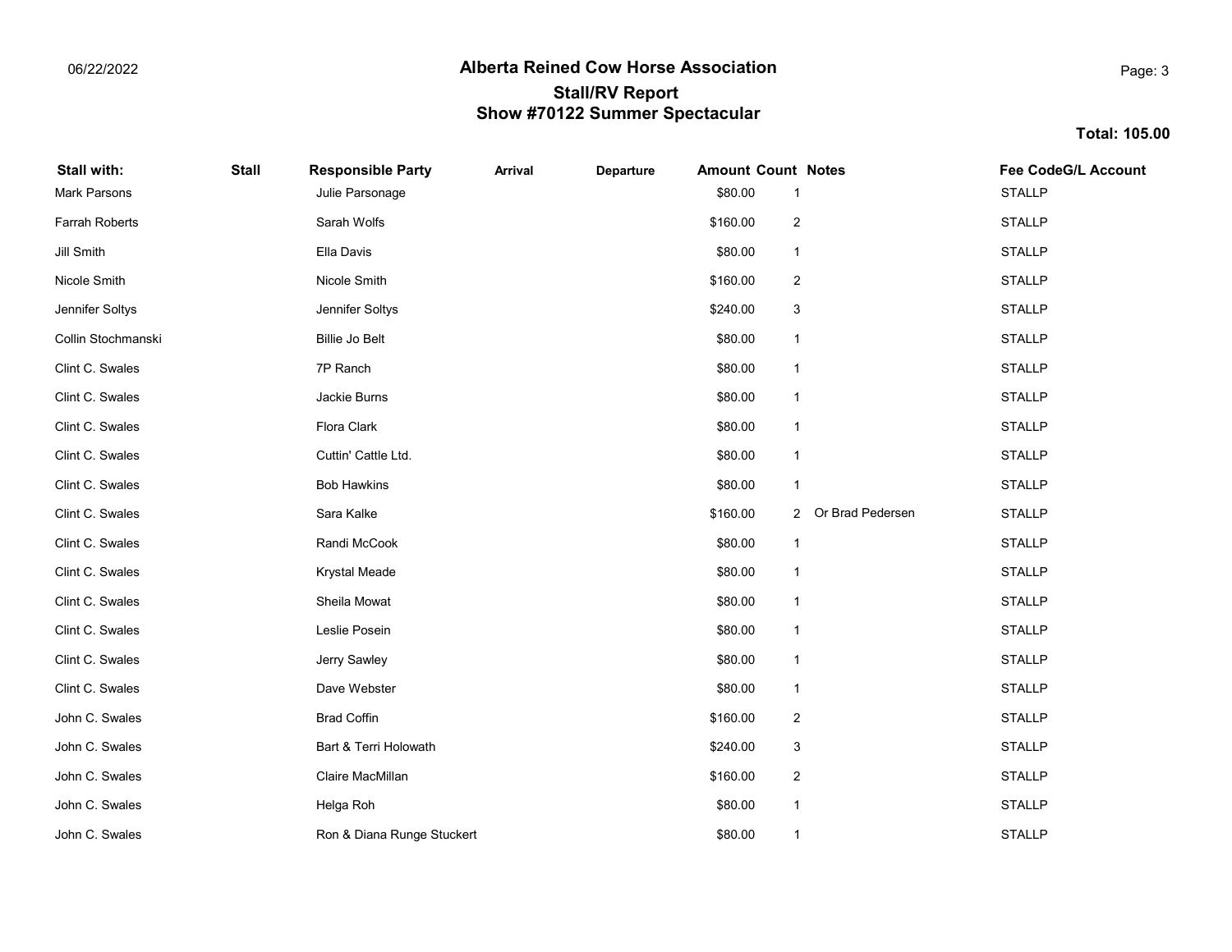# Alberta Reined Cow Horse Association

## Stall/RV Report
## Show #70122 Summer Spectacular

06/22/2022

**Total: 105.00**

| Stall with: | Stall | Responsible Party | Arrival | Departure | Amount | Count | Notes | Fee Code | G/L Account |
|---|---|---|---|---|---|---|---|---|---|
| Mark Parsons | | Julie Parsonage | | | $80.00 | 1 | | STALLP | |
| Farrah Roberts | | Sarah Wolfs | | | $160.00 | 2 | | STALLP | |
| Jill Smith | | Ella Davis | | | $80.00 | 1 | | STALLP | |
| Nicole Smith | | Nicole Smith | | | $160.00 | 2 | | STALLP | |
| Jennifer Soltys | | Jennifer Soltys | | | $240.00 | 3 | | STALLP | |
| Collin Stochmanski | | Billie Jo Belt | | | $80.00 | 1 | | STALLP | |
| Clint C. Swales | | 7P Ranch | | | $80.00 | 1 | | STALLP | |
| Clint C. Swales | | Jackie Burns | | | $80.00 | 1 | | STALLP | |
| Clint C. Swales | | Flora Clark | | | $80.00 | 1 | | STALLP | |
| Clint C. Swales | | Cuttin' Cattle Ltd. | | | $80.00 | 1 | | STALLP | |
| Clint C. Swales | | Bob Hawkins | | | $80.00 | 1 | | STALLP | |
| Clint C. Swales | | Sara Kalke | | | $160.00 | 2 | Or Brad Pedersen | STALLP | |
| Clint C. Swales | | Randi McCook | | | $80.00 | 1 | | STALLP | |
| Clint C. Swales | | Krystal Meade | | | $80.00 | 1 | | STALLP | |
| Clint C. Swales | | Sheila Mowat | | | $80.00 | 1 | | STALLP | |
| Clint C. Swales | | Leslie Posein | | | $80.00 | 1 | | STALLP | |
| Clint C. Swales | | Jerry Sawley | | | $80.00 | 1 | | STALLP | |
| Clint C. Swales | | Dave Webster | | | $80.00 | 1 | | STALLP | |
| John C. Swales | | Brad Coffin | | | $160.00 | 2 | | STALLP | |
| John C. Swales | | Bart & Terri Holowath | | | $240.00 | 3 | | STALLP | |
| John C. Swales | | Claire MacMillan | | | $160.00 | 2 | | STALLP | |
| John C. Swales | | Helga Roh | | | $80.00 | 1 | | STALLP | |
| John C. Swales | | Ron & Diana Runge Stuckert | | | $80.00 | 1 | | STALLP | |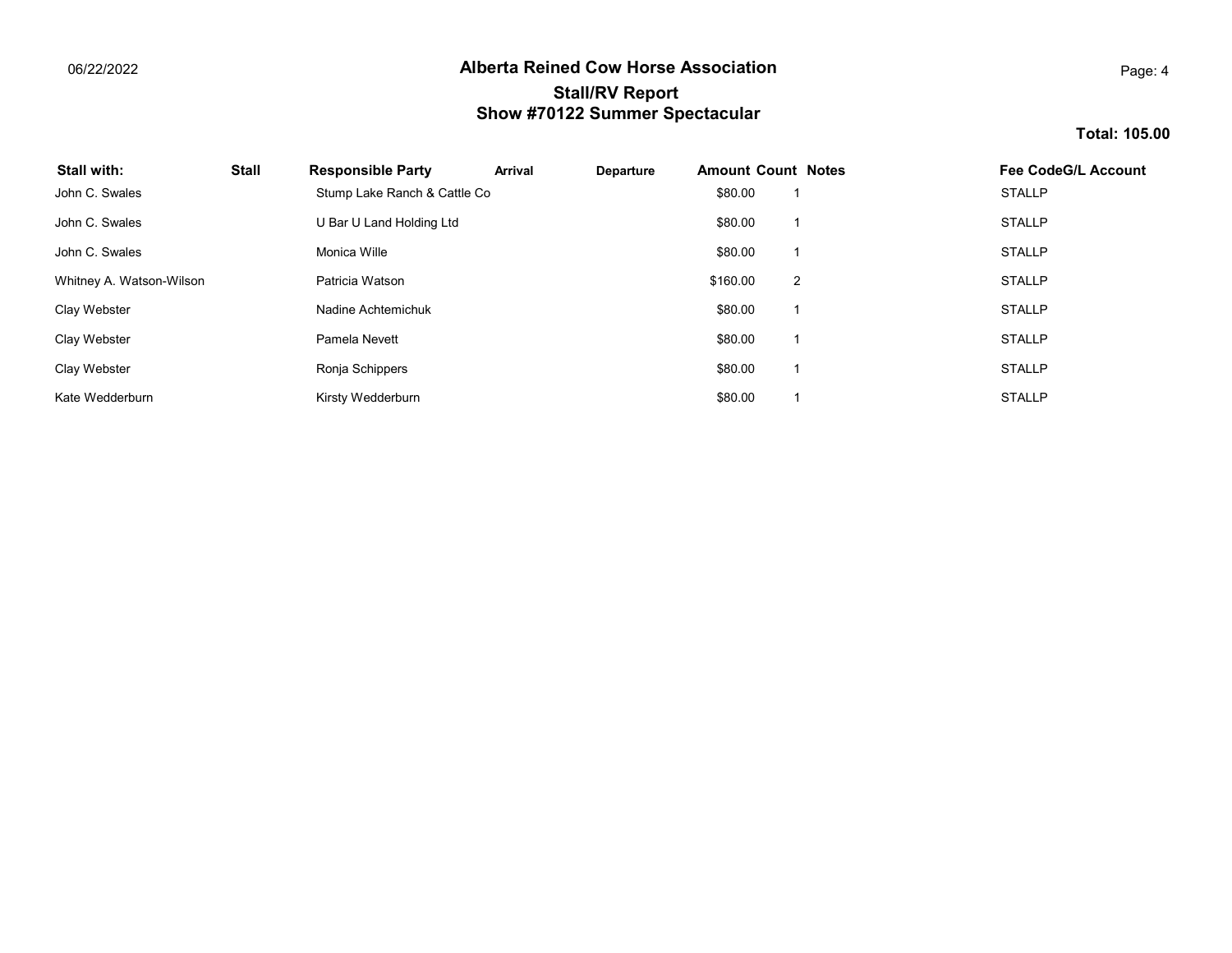# Alberta Reined Cow Horse Association

## Stall/RV Report

## Show #70122 Summer Spectacular

06/22/2022

**Total: 105.00**

| Stall with: | Stall | Responsible Party | Arrival | Departure | Amount | Count | Notes | Fee Code | G/L Account |
|---|---|---|---|---|---|---|---|---|---|
| John C. Swales | | Stump Lake Ranch & Cattle Co | | | $80.00 | 1 | | STALLP | |
| John C. Swales | | U Bar U Land Holding Ltd | | | $80.00 | 1 | | STALLP | |
| John C. Swales | | Monica Wille | | | $80.00 | 1 | | STALLP | |
| Whitney A. Watson-Wilson | | Patricia Watson | | | $160.00 | 2 | | STALLP | |
| Clay Webster | | Nadine Achtemichuk | | | $80.00 | 1 | | STALLP | |
| Clay Webster | | Pamela Nevett | | | $80.00 | 1 | | STALLP | |
| Clay Webster | | Ronja Schippers | | | $80.00 | 1 | | STALLP | |
| Kate Wedderburn | | Kirsty Wedderburn | | | $80.00 | 1 | | STALLP | |